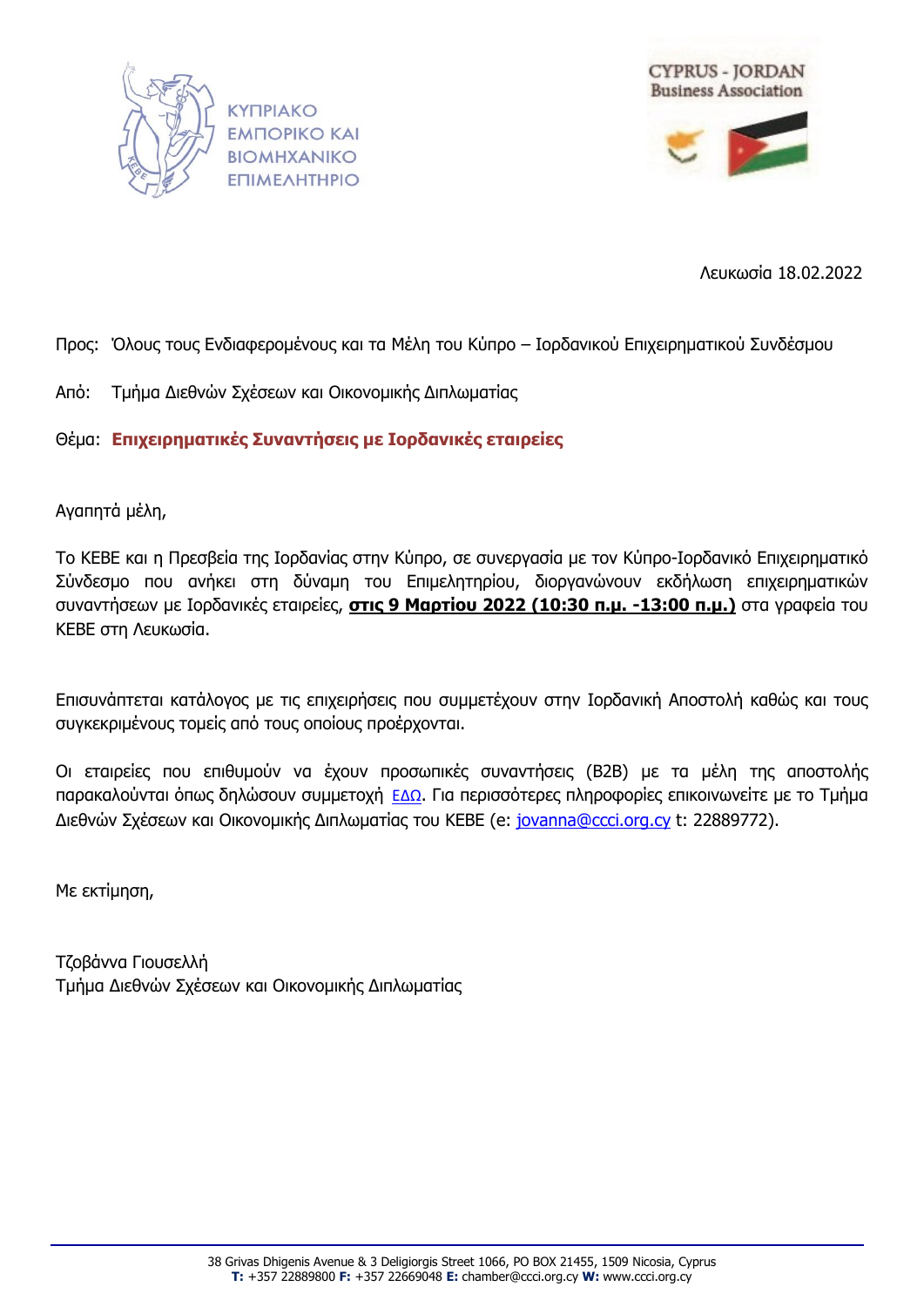ΚΥΠΡΙΑΚΟ ΕΜΠΟΡΙΚΟ ΚΑΙ ΒΙΟΜΗΧΑΝΙΚΟ ΕΠΙΜΕΛΗΤΗΡΙΟ

CYPRUS - JORDAN Business Association

Λευκωσία 18.02.2022

Προς: Όλους τους Ενδιαφερομένους και τα Μέλη του Κύπρο – Ιορδανικού Επιχειρηματικού Συνδέσμου

Από: Τμήμα Διεθνών Σχέσεων και Οικονομικής Διπλωματίας

Θέμα: **Επιχειρηματικές Συναντήσεις με Ιορδανικές εταιρείες**

Αγαπητά μέλη,

Το ΚΕΒΕ και η Πρεσβεία της Ιορδανίας στην Κύπρο, σε συνεργασία με τον Κύπρο-Ιορδανικό Επιχειρηματικό Σύνδεσμο που ανήκει στη δύναμη του Επιμελητηρίου, διοργανώνουν εκδήλωση επιχειρηματικών συναντήσεων με Ιορδανικές εταιρείες, **στις 9 Μαρτίου 2022 (10:30 π.μ. -13:00 π.μ.)** στα γραφεία του ΚΕΒΕ στη Λευκωσία.

Επισυνάπτεται κατάλογος με τις επιχειρήσεις που συμμετέχουν στην Ιορδανική Αποστολή καθώς και τους συγκεκριμένους τομείς από τους οποίους προέρχονται.

Οι εταιρείες που επιθυμούν να έχουν προσωπικές συναντήσεις (B2B) με τα μέλη της αποστολής παρακαλούνται όπως δηλώσουν συμμετοχή ΕΔΩ. Για περισσότερες πληροφορίες επικοινωνείτε με το Τμήμα Διεθνών Σχέσεων και Οικονομικής Διπλωματίας του ΚΕΒΕ (e: jovanna@ccci.org.cy t: 22889772).

Με εκτίμηση,

Τζοβάννα Γιουσελλή
Τμήμα Διεθνών Σχέσεων και Οικονομικής Διπλωματίας

38 Grivas Dhigenis Avenue & 3 Deligiorgis Street 1066, PO BOX 21455, 1509 Nicosia, Cyprus
**T:** +357 22889800 **F:** +357 22669048 **E:** chamber@ccci.org.cy **W:** www.ccci.org.cy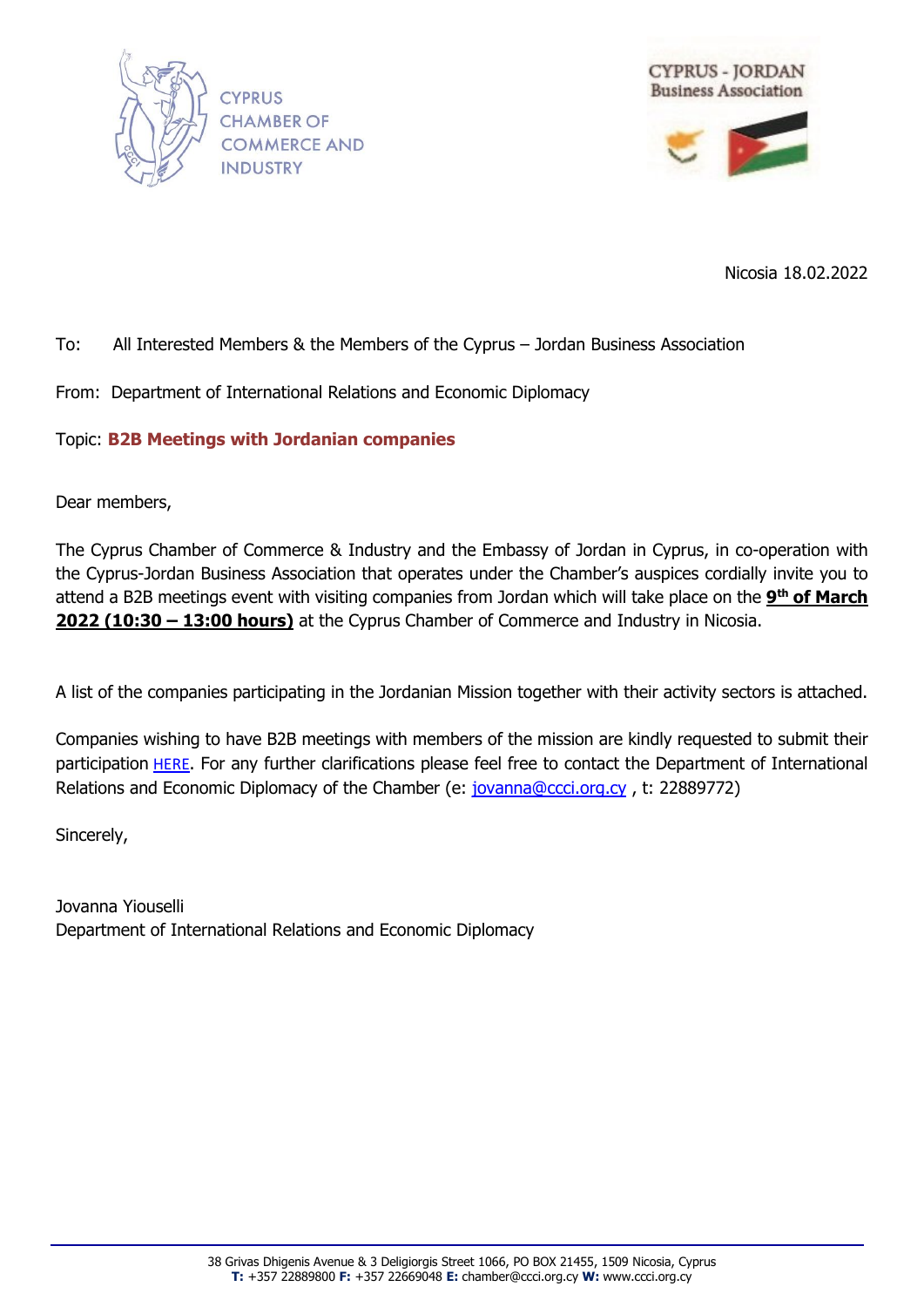CYPRUS CHAMBER OF COMMERCE AND INDUSTRY

CYPRUS - JORDAN Business Association

Nicosia 18.02.2022

To: All Interested Members & the Members of the Cyprus – Jordan Business Association

From: Department of International Relations and Economic Diplomacy

Topic: **B2B Meetings with Jordanian companies**

Dear members,

The Cyprus Chamber of Commerce & Industry and the Embassy of Jordan in Cyprus, in co-operation with the Cyprus-Jordan Business Association that operates under the Chamber's auspices cordially invite you to attend a B2B meetings event with visiting companies from Jordan which will take place on the **9th of March 2022 (10:30 – 13:00 hours)** at the Cyprus Chamber of Commerce and Industry in Nicosia.

A list of the companies participating in the Jordanian Mission together with their activity sectors is attached.

Companies wishing to have B2B meetings with members of the mission are kindly requested to submit their participation HERE. For any further clarifications please feel free to contact the Department of International Relations and Economic Diplomacy of the Chamber (e: jovanna@ccci.org.cy , t: 22889772)

Sincerely,

Jovanna Yiouselli
Department of International Relations and Economic Diplomacy

38 Grivas Dhigenis Avenue & 3 Deligiorgis Street 1066, PO BOX 21455, 1509 Nicosia, Cyprus
**T:** +357 22889800 **F:** +357 22669048 **E:** chamber@ccci.org.cy **W:** www.ccci.org.cy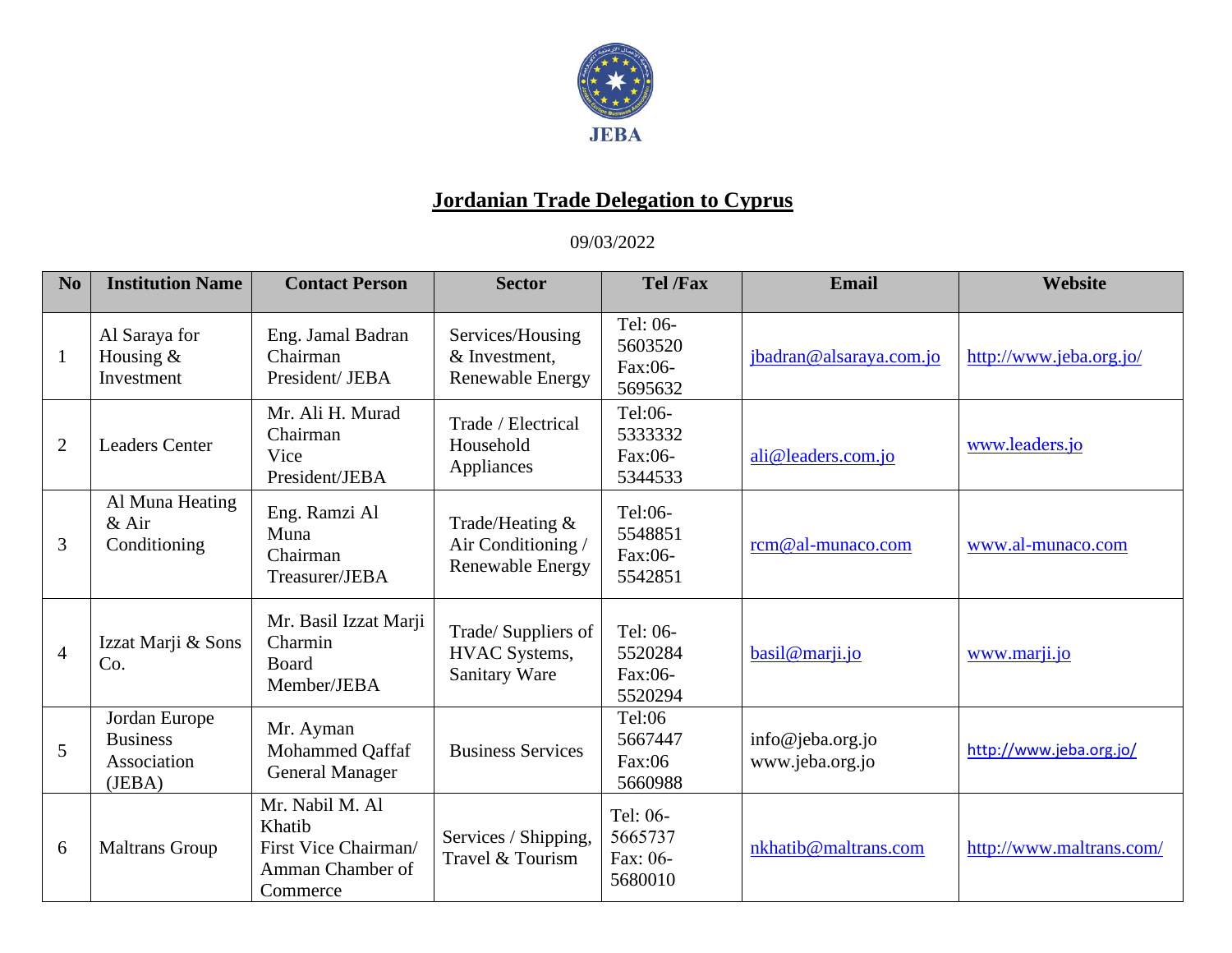JEBA

# Jordanian Trade Delegation to Cyprus

09/03/2022

| No | Institution Name | Contact Person | Sector | Tel /Fax | Email | Website |
|---|---|---|---|---|---|---|
| 1 | Al Saraya for Housing & Investment | Eng. Jamal Badran Chairman President/ JEBA | Services/Housing & Investment, Renewable Energy | Tel: 06-5603520 Fax:06-5695632 | jbadran@alsaraya.com.jo | http://www.jeba.org.jo/ |
| 2 | Leaders Center | Mr. Ali H. Murad Chairman Vice President/JEBA | Trade / Electrical Household Appliances | Tel:06-5333332 Fax:06-5344533 | ali@leaders.com.jo | www.leaders.jo |
| 3 | Al Muna Heating & Air Conditioning | Eng. Ramzi Al Muna Chairman Treasurer/JEBA | Trade/Heating & Air Conditioning / Renewable Energy | Tel:06-5548851 Fax:06-5542851 | rcm@al-munaco.com | www.al-munaco.com |
| 4 | Izzat Marji & Sons Co. | Mr. Basil Izzat Marji Charmin Board Member/JEBA | Trade/ Suppliers of HVAC Systems, Sanitary Ware | Tel: 06-5520284 Fax:06-5520294 | basil@marji.jo | www.marji.jo |
| 5 | Jordan Europe Business Association (JEBA) | Mr. Ayman Mohammed Qaffaf General Manager | Business Services | Tel:06 5667447 Fax:06 5660988 | info@jeba.org.jo www.jeba.org.jo | http://www.jeba.org.jo/ |
| 6 | Maltrans Group | Mr. Nabil M. Al Khatib First Vice Chairman/ Amman Chamber of Commerce | Services / Shipping, Travel & Tourism | Tel: 06-5665737 Fax: 06-5680010 | nkhatib@maltrans.com | http://www.maltrans.com/ |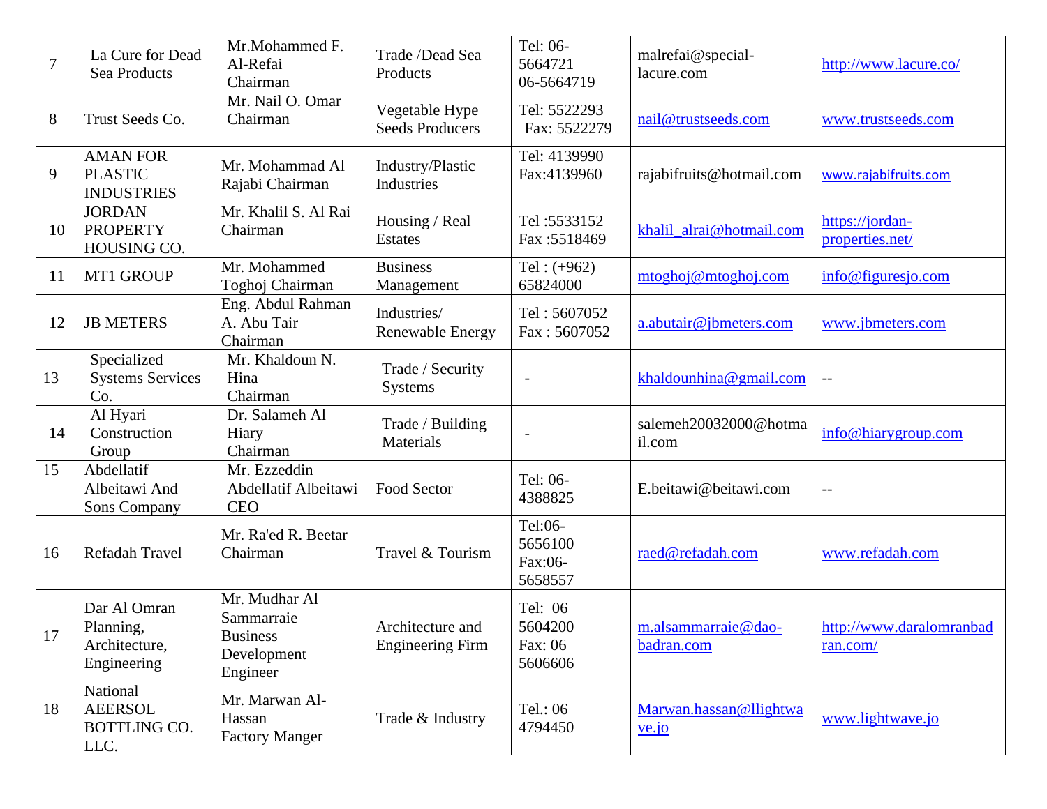| | | | | | | |
|---|---|---|---|---|---|---|
| 7 | La Cure for Dead Sea Products | Mr.Mohammed F. Al-Refai Chairman | Trade /Dead Sea Products | Tel: 06-5664721 06-5664719 | malrefai@special-lacure.com | http://www.lacure.co/ |
| 8 | Trust Seeds Co. | Mr. Nail O. Omar Chairman | Vegetable Hype Seeds Producers | Tel: 5522293 Fax: 5522279 | nail@trustseeds.com | www.trustseeds.com |
| 9 | AMAN FOR PLASTIC INDUSTRIES | Mr. Mohammad Al Rajabi Chairman | Industry/Plastic Industries | Tel: 4139990 Fax:4139960 | rajabifruits@hotmail.com | www.rajabifruits.com |
| 10 | JORDAN PROPERTY HOUSING CO. | Mr. Khalil S. Al Rai Chairman | Housing / Real Estates | Tel :5533152 Fax :5518469 | khalil_alrai@hotmail.com | https://jordan-properties.net/ |
| 11 | MT1 GROUP | Mr. Mohammed Toghoj Chairman | Business Management | Tel : (+962) 65824000 | mtoghoj@mtoghoj.com | info@figuresjo.com |
| 12 | JB METERS | Eng. Abdul Rahman A. Abu Tair Chairman | Industries/ Renewable Energy | Tel : 5607052 Fax : 5607052 | a.abutair@jbmeters.com | www.jbmeters.com |
| 13 | Specialized Systems Services Co. | Mr. Khaldoun N. Hina Chairman | Trade / Security Systems | - | khaldounhina@gmail.com | -- |
| 14 | Al Hyari Construction Group | Dr. Salameh Al Hiary Chairman | Trade / Building Materials | - | salemeh20032000@hotmail.com | info@hiarygroup.com |
| 15 | Abdellatif Albeitawi And Sons Company | Mr. Ezzeddin Abdellatif Albeitawi CEO | Food Sector | Tel: 06-4388825 | E.beitawi@beitawi.com | -- |
| 16 | Refadah Travel | Mr. Ra'ed R. Beetar Chairman | Travel & Tourism | Tel:06-5656100 Fax:06-5658557 | raed@refadah.com | www.refadah.com |
| 17 | Dar Al Omran Planning, Architecture, Engineering | Mr. Mudhar Al Sammarraie Business Development Engineer | Architecture and Engineering Firm | Tel: 06 5604200 Fax: 06 5606606 | m.alsammarraie@dao-badran.com | http://www.daralomranbadran.com/ |
| 18 | National AEERSOL BOTTLING CO. LLC. | Mr. Marwan Al-Hassan Factory Manger | Trade & Industry | Tel.: 06 4794450 | Marwan.hassan@llightwave.jo | www.lightwave.jo |